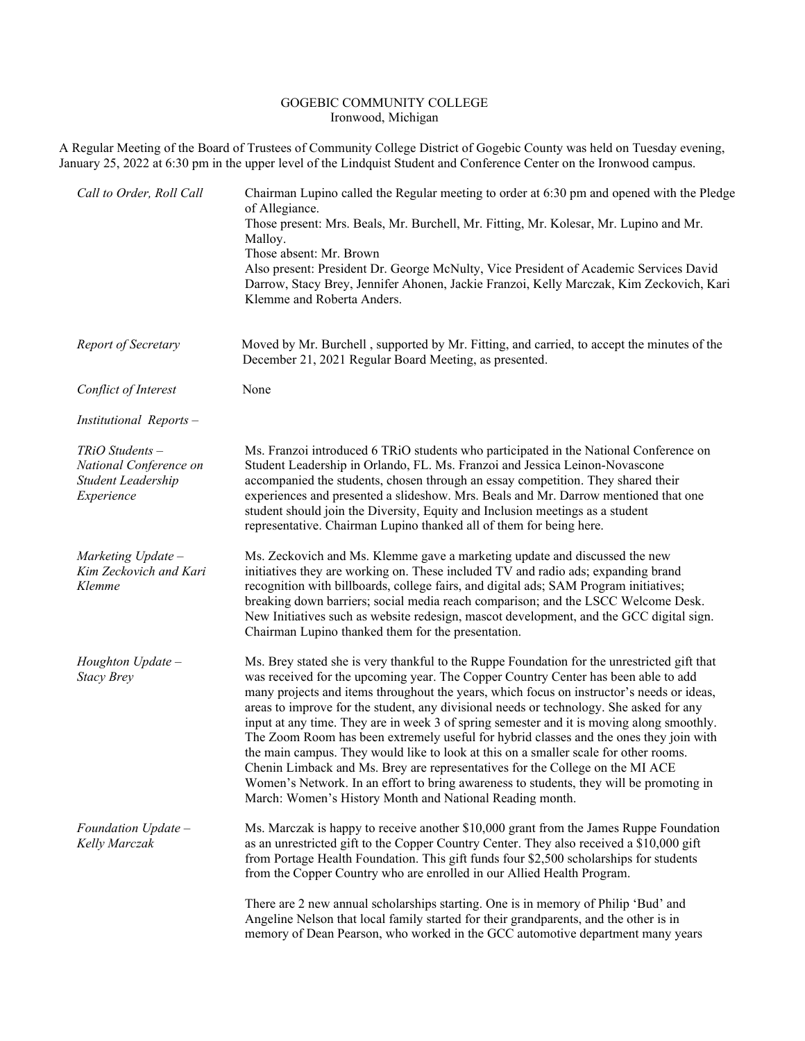GOGEBIC COMMUNITY COLLEGE
Ironwood, Michigan

A Regular Meeting of the Board of Trustees of Community College District of Gogebic County was held on Tuesday evening, January 25, 2022 at 6:30 pm in the upper level of the Lindquist Student and Conference Center on the Ironwood campus.

*Call to Order, Roll Call*

Chairman Lupino called the Regular meeting to order at 6:30 pm and opened with the Pledge of Allegiance.
Those present: Mrs. Beals, Mr. Burchell, Mr. Fitting, Mr. Kolesar, Mr. Lupino and Mr. Malloy.
Those absent: Mr. Brown
Also present: President Dr. George McNulty, Vice President of Academic Services David Darrow, Stacy Brey, Jennifer Ahonen, Jackie Franzoi, Kelly Marczak, Kim Zeckovich, Kari Klemme and Roberta Anders.

*Report of Secretary*

Moved by Mr. Burchell , supported by Mr. Fitting, and carried, to accept the minutes of the December 21, 2021 Regular Board Meeting, as presented.

*Conflict of Interest*

None

*Institutional Reports –*

*TRiO Students – National Conference on Student Leadership Experience*

Ms. Franzoi introduced 6 TRiO students who participated in the National Conference on Student Leadership in Orlando, FL. Ms. Franzoi and Jessica Leinon-Novascone accompanied the students, chosen through an essay competition. They shared their experiences and presented a slideshow. Mrs. Beals and Mr. Darrow mentioned that one student should join the Diversity, Equity and Inclusion meetings as a student representative. Chairman Lupino thanked all of them for being here.

*Marketing Update – Kim Zeckovich and Kari Klemme*

Ms. Zeckovich and Ms. Klemme gave a marketing update and discussed the new initiatives they are working on. These included TV and radio ads; expanding brand recognition with billboards, college fairs, and digital ads; SAM Program initiatives; breaking down barriers; social media reach comparison; and the LSCC Welcome Desk. New Initiatives such as website redesign, mascot development, and the GCC digital sign. Chairman Lupino thanked them for the presentation.

*Houghton Update – Stacy Brey*

Ms. Brey stated she is very thankful to the Ruppe Foundation for the unrestricted gift that was received for the upcoming year. The Copper Country Center has been able to add many projects and items throughout the years, which focus on instructor's needs or ideas, areas to improve for the student, any divisional needs or technology. She asked for any input at any time. They are in week 3 of spring semester and it is moving along smoothly. The Zoom Room has been extremely useful for hybrid classes and the ones they join with the main campus. They would like to look at this on a smaller scale for other rooms. Chenin Limback and Ms. Brey are representatives for the College on the MI ACE Women's Network. In an effort to bring awareness to students, they will be promoting in March: Women's History Month and National Reading month.

*Foundation Update – Kelly Marczak*

Ms. Marczak is happy to receive another $10,000 grant from the James Ruppe Foundation as an unrestricted gift to the Copper Country Center. They also received a $10,000 gift from Portage Health Foundation. This gift funds four $2,500 scholarships for students from the Copper Country who are enrolled in our Allied Health Program.

There are 2 new annual scholarships starting. One is in memory of Philip 'Bud' and Angeline Nelson that local family started for their grandparents, and the other is in memory of Dean Pearson, who worked in the GCC automotive department many years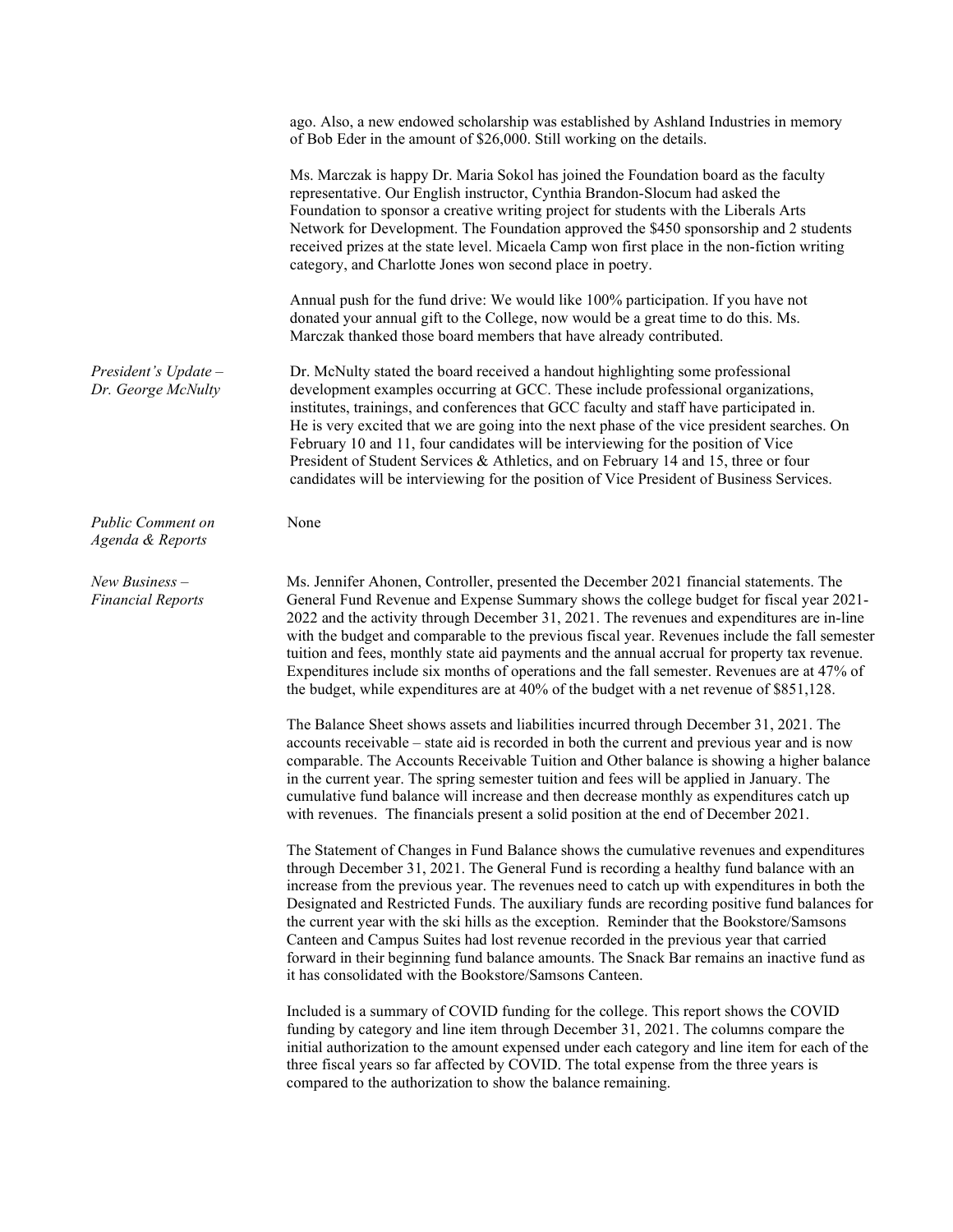ago. Also, a new endowed scholarship was established by Ashland Industries in memory of Bob Eder in the amount of $26,000. Still working on the details.

Ms. Marczak is happy Dr. Maria Sokol has joined the Foundation board as the faculty representative. Our English instructor, Cynthia Brandon-Slocum had asked the Foundation to sponsor a creative writing project for students with the Liberals Arts Network for Development. The Foundation approved the $450 sponsorship and 2 students received prizes at the state level. Micaela Camp won first place in the non-fiction writing category, and Charlotte Jones won second place in poetry.

Annual push for the fund drive: We would like 100% participation. If you have not donated your annual gift to the College, now would be a great time to do this. Ms. Marczak thanked those board members that have already contributed.

*President's Update – Dr. George McNulty*

Dr. McNulty stated the board received a handout highlighting some professional development examples occurring at GCC. These include professional organizations, institutes, trainings, and conferences that GCC faculty and staff have participated in. He is very excited that we are going into the next phase of the vice president searches. On February 10 and 11, four candidates will be interviewing for the position of Vice President of Student Services & Athletics, and on February 14 and 15, three or four candidates will be interviewing for the position of Vice President of Business Services.

*Public Comment on Agenda & Reports*

None

*New Business – Financial Reports*

Ms. Jennifer Ahonen, Controller, presented the December 2021 financial statements. The General Fund Revenue and Expense Summary shows the college budget for fiscal year 2021-2022 and the activity through December 31, 2021. The revenues and expenditures are in-line with the budget and comparable to the previous fiscal year. Revenues include the fall semester tuition and fees, monthly state aid payments and the annual accrual for property tax revenue. Expenditures include six months of operations and the fall semester. Revenues are at 47% of the budget, while expenditures are at 40% of the budget with a net revenue of $851,128.

The Balance Sheet shows assets and liabilities incurred through December 31, 2021. The accounts receivable – state aid is recorded in both the current and previous year and is now comparable. The Accounts Receivable Tuition and Other balance is showing a higher balance in the current year. The spring semester tuition and fees will be applied in January. The cumulative fund balance will increase and then decrease monthly as expenditures catch up with revenues. The financials present a solid position at the end of December 2021.

The Statement of Changes in Fund Balance shows the cumulative revenues and expenditures through December 31, 2021. The General Fund is recording a healthy fund balance with an increase from the previous year. The revenues need to catch up with expenditures in both the Designated and Restricted Funds. The auxiliary funds are recording positive fund balances for the current year with the ski hills as the exception. Reminder that the Bookstore/Samsons Canteen and Campus Suites had lost revenue recorded in the previous year that carried forward in their beginning fund balance amounts. The Snack Bar remains an inactive fund as it has consolidated with the Bookstore/Samsons Canteen.

Included is a summary of COVID funding for the college. This report shows the COVID funding by category and line item through December 31, 2021. The columns compare the initial authorization to the amount expensed under each category and line item for each of the three fiscal years so far affected by COVID. The total expense from the three years is compared to the authorization to show the balance remaining.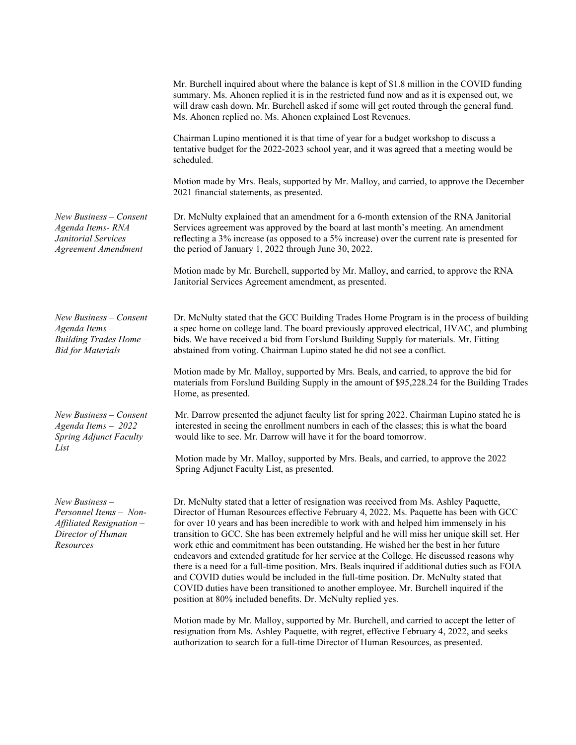Mr. Burchell inquired about where the balance is kept of $1.8 million in the COVID funding summary. Ms. Ahonen replied it is in the restricted fund now and as it is expensed out, we will draw cash down. Mr. Burchell asked if some will get routed through the general fund. Ms. Ahonen replied no. Ms. Ahonen explained Lost Revenues.

Chairman Lupino mentioned it is that time of year for a budget workshop to discuss a tentative budget for the 2022-2023 school year, and it was agreed that a meeting would be scheduled.

Motion made by Mrs. Beals, supported by Mr. Malloy, and carried, to approve the December 2021 financial statements, as presented.

*New Business – Consent Agenda Items- RNA Janitorial Services Agreement Amendment*

Dr. McNulty explained that an amendment for a 6-month extension of the RNA Janitorial Services agreement was approved by the board at last month's meeting. An amendment reflecting a 3% increase (as opposed to a 5% increase) over the current rate is presented for the period of January 1, 2022 through June 30, 2022.

Motion made by Mr. Burchell, supported by Mr. Malloy, and carried, to approve the RNA Janitorial Services Agreement amendment, as presented.

*New Business – Consent Agenda Items – Building Trades Home – Bid for Materials*

Dr. McNulty stated that the GCC Building Trades Home Program is in the process of building a spec home on college land. The board previously approved electrical, HVAC, and plumbing bids. We have received a bid from Forslund Building Supply for materials. Mr. Fitting abstained from voting. Chairman Lupino stated he did not see a conflict.

Motion made by Mr. Malloy, supported by Mrs. Beals, and carried, to approve the bid for materials from Forslund Building Supply in the amount of $95,228.24 for the Building Trades Home, as presented.

*New Business – Consent Agenda Items – 2022 Spring Adjunct Faculty List*

Mr. Darrow presented the adjunct faculty list for spring 2022. Chairman Lupino stated he is interested in seeing the enrollment numbers in each of the classes; this is what the board would like to see. Mr. Darrow will have it for the board tomorrow.

Motion made by Mr. Malloy, supported by Mrs. Beals, and carried, to approve the 2022 Spring Adjunct Faculty List, as presented.

*New Business – Personnel Items – Non-Affiliated Resignation – Director of Human Resources*

Dr. McNulty stated that a letter of resignation was received from Ms. Ashley Paquette, Director of Human Resources effective February 4, 2022. Ms. Paquette has been with GCC for over 10 years and has been incredible to work with and helped him immensely in his transition to GCC. She has been extremely helpful and he will miss her unique skill set. Her work ethic and commitment has been outstanding. He wished her the best in her future endeavors and extended gratitude for her service at the College. He discussed reasons why there is a need for a full-time position. Mrs. Beals inquired if additional duties such as FOIA and COVID duties would be included in the full-time position. Dr. McNulty stated that COVID duties have been transitioned to another employee. Mr. Burchell inquired if the position at 80% included benefits. Dr. McNulty replied yes.

Motion made by Mr. Malloy, supported by Mr. Burchell, and carried to accept the letter of resignation from Ms. Ashley Paquette, with regret, effective February 4, 2022, and seeks authorization to search for a full-time Director of Human Resources, as presented.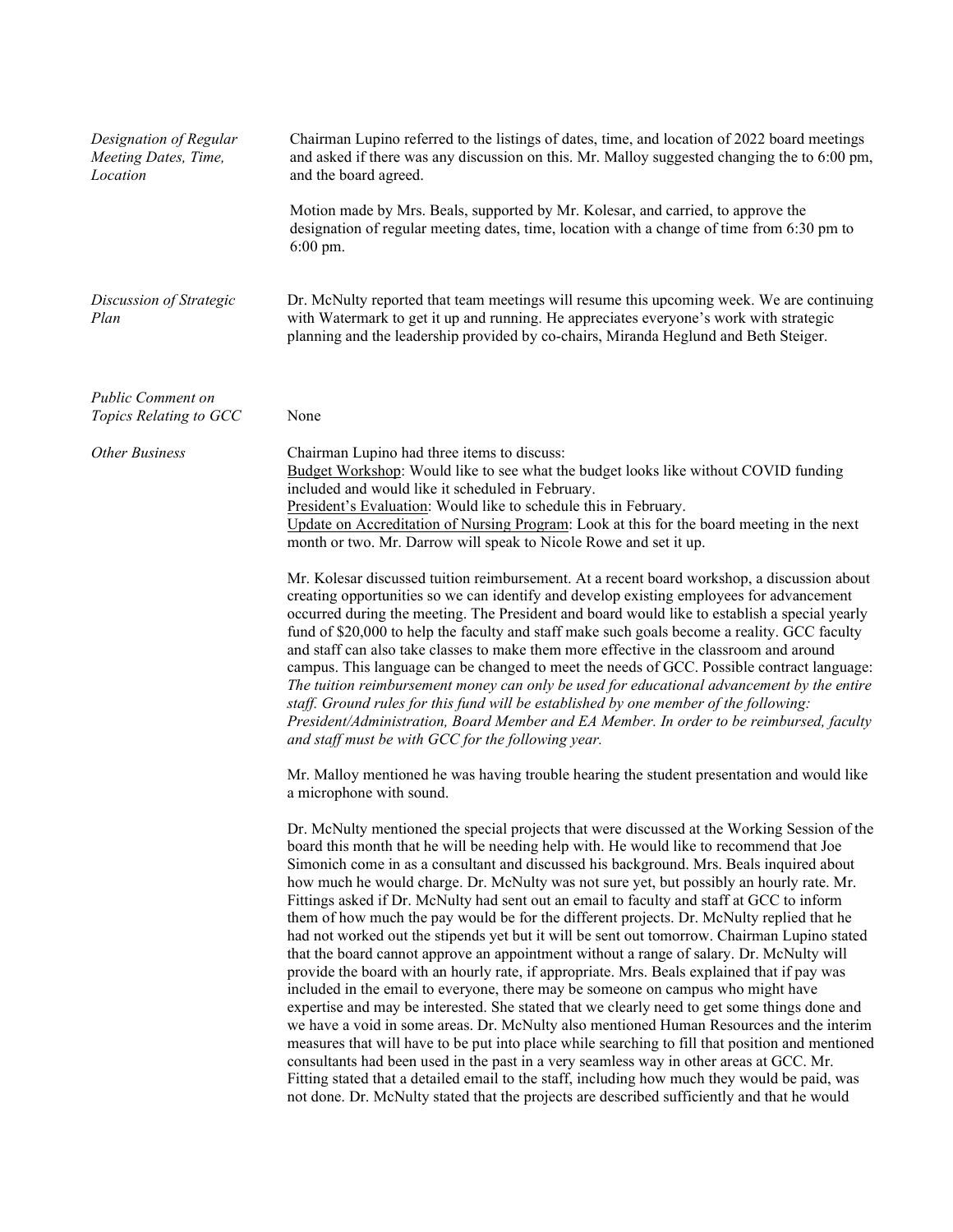*Designation of Regular Meeting Dates, Time, Location*

Chairman Lupino referred to the listings of dates, time, and location of 2022 board meetings and asked if there was any discussion on this. Mr. Malloy suggested changing the to 6:00 pm, and the board agreed.

Motion made by Mrs. Beals, supported by Mr. Kolesar, and carried, to approve the designation of regular meeting dates, time, location with a change of time from 6:30 pm to 6:00 pm.

*Discussion of Strategic Plan*

Dr. McNulty reported that team meetings will resume this upcoming week. We are continuing with Watermark to get it up and running. He appreciates everyone's work with strategic planning and the leadership provided by co-chairs, Miranda Heglund and Beth Steiger.

*Public Comment on Topics Relating to GCC*

None

*Other Business*

Chairman Lupino had three items to discuss:
Budget Workshop: Would like to see what the budget looks like without COVID funding included and would like it scheduled in February.
President's Evaluation: Would like to schedule this in February.
Update on Accreditation of Nursing Program: Look at this for the board meeting in the next month or two. Mr. Darrow will speak to Nicole Rowe and set it up.

Mr. Kolesar discussed tuition reimbursement. At a recent board workshop, a discussion about creating opportunities so we can identify and develop existing employees for advancement occurred during the meeting. The President and board would like to establish a special yearly fund of $20,000 to help the faculty and staff make such goals become a reality. GCC faculty and staff can also take classes to make them more effective in the classroom and around campus. This language can be changed to meet the needs of GCC. Possible contract language: *The tuition reimbursement money can only be used for educational advancement by the entire staff. Ground rules for this fund will be established by one member of the following: President/Administration, Board Member and EA Member. In order to be reimbursed, faculty and staff must be with GCC for the following year.*

Mr. Malloy mentioned he was having trouble hearing the student presentation and would like a microphone with sound.

Dr. McNulty mentioned the special projects that were discussed at the Working Session of the board this month that he will be needing help with. He would like to recommend that Joe Simonich come in as a consultant and discussed his background. Mrs. Beals inquired about how much he would charge. Dr. McNulty was not sure yet, but possibly an hourly rate. Mr. Fittings asked if Dr. McNulty had sent out an email to faculty and staff at GCC to inform them of how much the pay would be for the different projects. Dr. McNulty replied that he had not worked out the stipends yet but it will be sent out tomorrow. Chairman Lupino stated that the board cannot approve an appointment without a range of salary. Dr. McNulty will provide the board with an hourly rate, if appropriate. Mrs. Beals explained that if pay was included in the email to everyone, there may be someone on campus who might have expertise and may be interested. She stated that we clearly need to get some things done and we have a void in some areas. Dr. McNulty also mentioned Human Resources and the interim measures that will have to be put into place while searching to fill that position and mentioned consultants had been used in the past in a very seamless way in other areas at GCC. Mr. Fitting stated that a detailed email to the staff, including how much they would be paid, was not done. Dr. McNulty stated that the projects are described sufficiently and that he would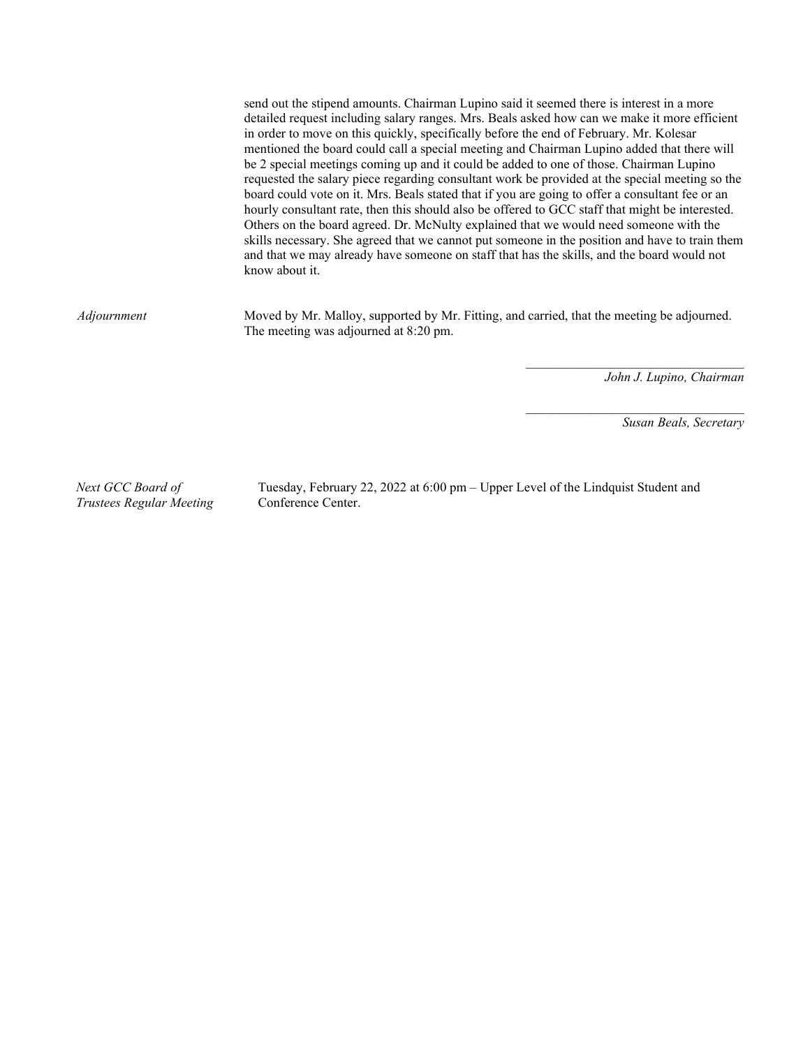send out the stipend amounts. Chairman Lupino said it seemed there is interest in a more detailed request including salary ranges. Mrs. Beals asked how can we make it more efficient in order to move on this quickly, specifically before the end of February. Mr. Kolesar mentioned the board could call a special meeting and Chairman Lupino added that there will be 2 special meetings coming up and it could be added to one of those. Chairman Lupino requested the salary piece regarding consultant work be provided at the special meeting so the board could vote on it. Mrs. Beals stated that if you are going to offer a consultant fee or an hourly consultant rate, then this should also be offered to GCC staff that might be interested. Others on the board agreed. Dr. McNulty explained that we would need someone with the skills necessary. She agreed that we cannot put someone in the position and have to train them and that we may already have someone on staff that has the skills, and the board would not know about it.

*Adjournment*

Moved by Mr. Malloy, supported by Mr. Fitting, and carried, that the meeting be adjourned. The meeting was adjourned at 8:20 pm.

\_\_\_\_\_\_\_\_\_\_\_\_\_\_\_\_\_\_\_\_\_\_\_\_\_\_\_\_\_\_\_\_\_\_
*John J. Lupino, Chairman*

\_\_\_\_\_\_\_\_\_\_\_\_\_\_\_\_\_\_\_\_\_\_\_\_\_\_\_\_\_\_\_\_\_\_
*Susan Beals, Secretary*

*Next GCC Board of Trustees Regular Meeting*

Tuesday, February 22, 2022 at 6:00 pm – Upper Level of the Lindquist Student and Conference Center.